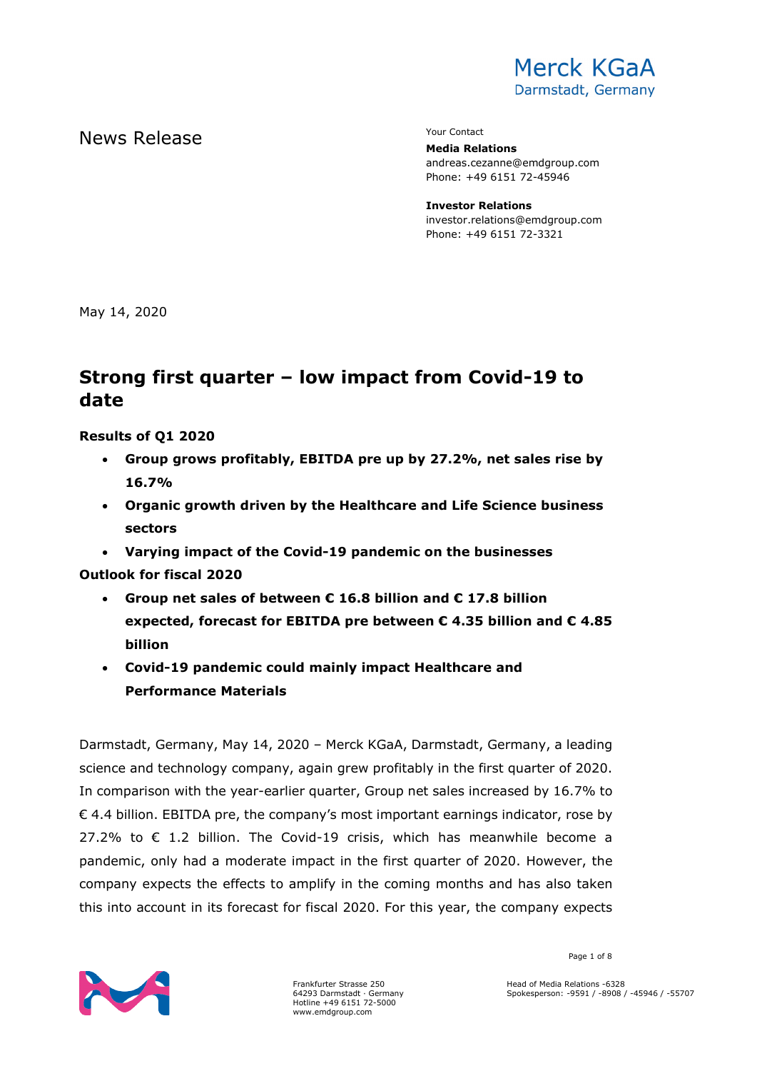Merck KGaA
Darmstadt, Germany

# News Release

Your Contact

**Media Relations**
andreas.cezanne@emdgroup.com
Phone: +49 6151 72-45946

**Investor Relations**
investor.relations@emdgroup.com
Phone: +49 6151 72-3321

May 14, 2020

## Strong first quarter – low impact from Covid-19 to date

**Results of Q1 2020**

- **Group grows profitably, EBITDA pre up by 27.2%, net sales rise by 16.7%**
- **Organic growth driven by the Healthcare and Life Science business sectors**
- **Varying impact of the Covid-19 pandemic on the businesses**

**Outlook for fiscal 2020**

- **Group net sales of between € 16.8 billion and € 17.8 billion expected, forecast for EBITDA pre between € 4.35 billion and € 4.85 billion**
- **Covid-19 pandemic could mainly impact Healthcare and Performance Materials**

Darmstadt, Germany, May 14, 2020 – Merck KGaA, Darmstadt, Germany, a leading science and technology company, again grew profitably in the first quarter of 2020. In comparison with the year-earlier quarter, Group net sales increased by 16.7% to € 4.4 billion. EBITDA pre, the company's most important earnings indicator, rose by 27.2% to € 1.2 billion. The Covid-19 crisis, which has meanwhile become a pandemic, only had a moderate impact in the first quarter of 2020. However, the company expects the effects to amplify in the coming months and has also taken this into account in its forecast for fiscal 2020. For this year, the company expects

Frankfurter Strasse 250
64293 Darmstadt · Germany
Hotline +49 6151 72-5000
www.emdgroup.com

Head of Media Relations -6328
Spokesperson: -9591 / -8908 / -45946 / -55707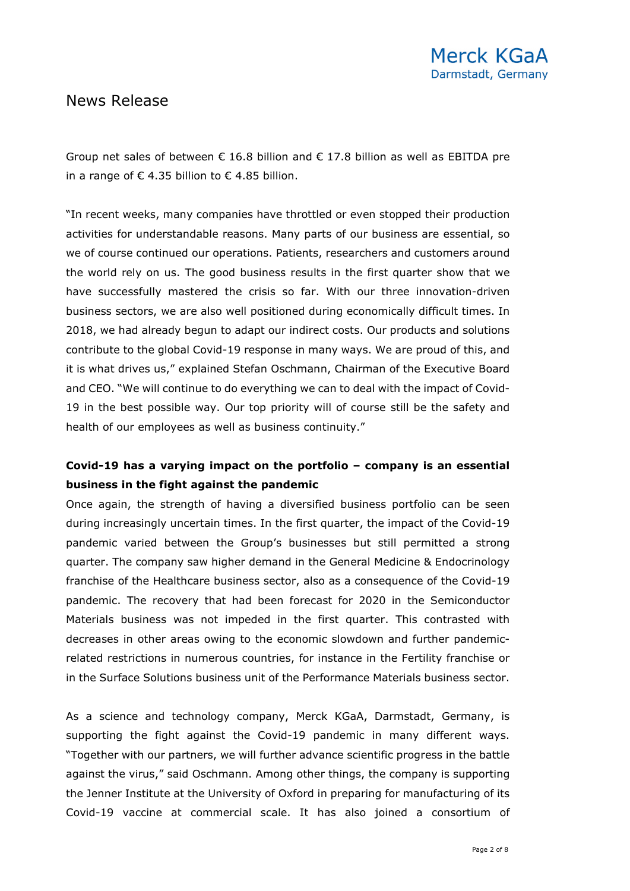Group net sales of between € 16.8 billion and € 17.8 billion as well as EBITDA pre in a range of € 4.35 billion to € 4.85 billion.

"In recent weeks, many companies have throttled or even stopped their production activities for understandable reasons. Many parts of our business are essential, so we of course continued our operations. Patients, researchers and customers around the world rely on us. The good business results in the first quarter show that we have successfully mastered the crisis so far. With our three innovation-driven business sectors, we are also well positioned during economically difficult times. In 2018, we had already begun to adapt our indirect costs. Our products and solutions contribute to the global Covid-19 response in many ways. We are proud of this, and it is what drives us," explained Stefan Oschmann, Chairman of the Executive Board and CEO. "We will continue to do everything we can to deal with the impact of Covid-19 in the best possible way. Our top priority will of course still be the safety and health of our employees as well as business continuity."

**Covid-19 has a varying impact on the portfolio – company is an essential business in the fight against the pandemic**

Once again, the strength of having a diversified business portfolio can be seen during increasingly uncertain times. In the first quarter, the impact of the Covid-19 pandemic varied between the Group's businesses but still permitted a strong quarter. The company saw higher demand in the General Medicine & Endocrinology franchise of the Healthcare business sector, also as a consequence of the Covid-19 pandemic. The recovery that had been forecast for 2020 in the Semiconductor Materials business was not impeded in the first quarter. This contrasted with decreases in other areas owing to the economic slowdown and further pandemic-related restrictions in numerous countries, for instance in the Fertility franchise or in the Surface Solutions business unit of the Performance Materials business sector.

As a science and technology company, Merck KGaA, Darmstadt, Germany, is supporting the fight against the Covid-19 pandemic in many different ways. "Together with our partners, we will further advance scientific progress in the battle against the virus," said Oschmann. Among other things, the company is supporting the Jenner Institute at the University of Oxford in preparing for manufacturing of its Covid-19 vaccine at commercial scale. It has also joined a consortium of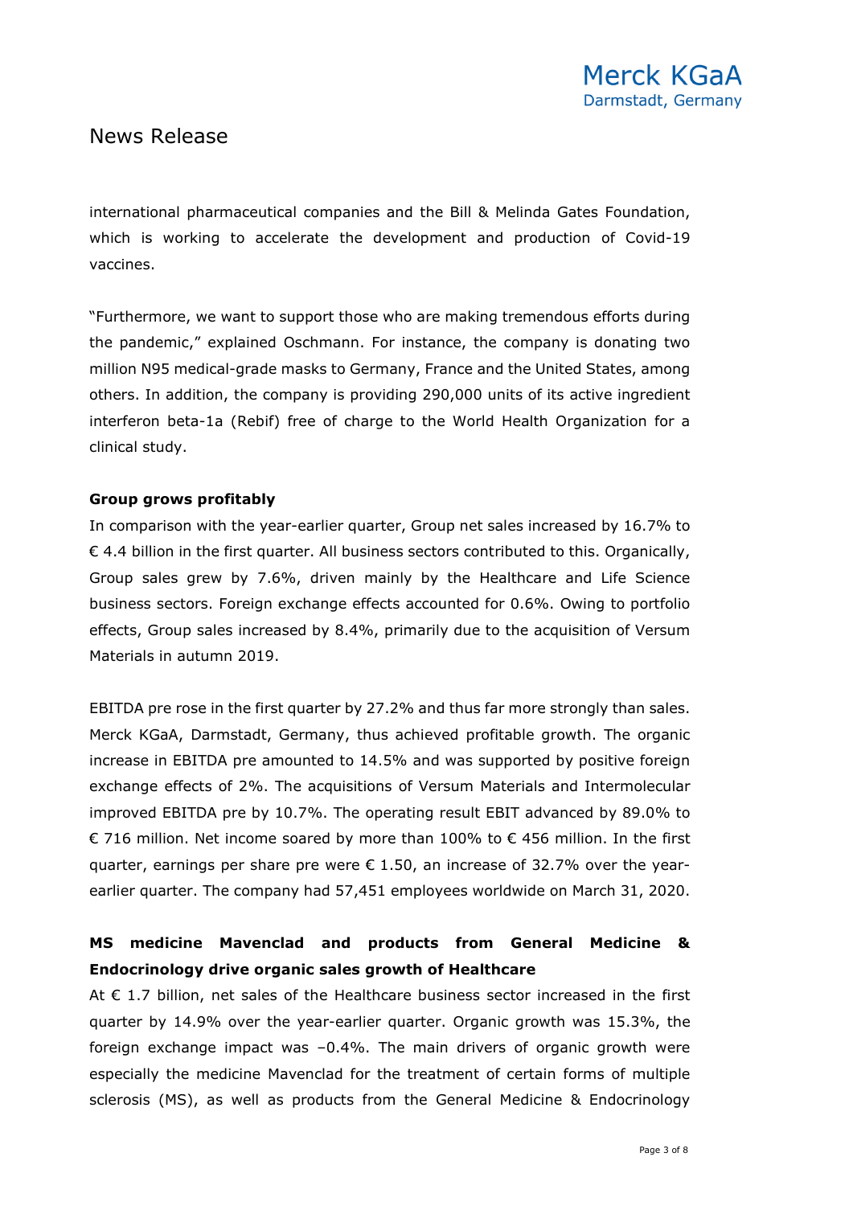international pharmaceutical companies and the Bill & Melinda Gates Foundation, which is working to accelerate the development and production of Covid-19 vaccines.

"Furthermore, we want to support those who are making tremendous efforts during the pandemic," explained Oschmann. For instance, the company is donating two million N95 medical-grade masks to Germany, France and the United States, among others. In addition, the company is providing 290,000 units of its active ingredient interferon beta-1a (Rebif) free of charge to the World Health Organization for a clinical study.

**Group grows profitably**

In comparison with the year-earlier quarter, Group net sales increased by 16.7% to € 4.4 billion in the first quarter. All business sectors contributed to this. Organically, Group sales grew by 7.6%, driven mainly by the Healthcare and Life Science business sectors. Foreign exchange effects accounted for 0.6%. Owing to portfolio effects, Group sales increased by 8.4%, primarily due to the acquisition of Versum Materials in autumn 2019.

EBITDA pre rose in the first quarter by 27.2% and thus far more strongly than sales. Merck KGaA, Darmstadt, Germany, thus achieved profitable growth. The organic increase in EBITDA pre amounted to 14.5% and was supported by positive foreign exchange effects of 2%. The acquisitions of Versum Materials and Intermolecular improved EBITDA pre by 10.7%. The operating result EBIT advanced by 89.0% to € 716 million. Net income soared by more than 100% to € 456 million. In the first quarter, earnings per share pre were € 1.50, an increase of 32.7% over the year-earlier quarter. The company had 57,451 employees worldwide on March 31, 2020.

**MS medicine Mavenclad and products from General Medicine & Endocrinology drive organic sales growth of Healthcare**

At € 1.7 billion, net sales of the Healthcare business sector increased in the first quarter by 14.9% over the year-earlier quarter. Organic growth was 15.3%, the foreign exchange impact was –0.4%. The main drivers of organic growth were especially the medicine Mavenclad for the treatment of certain forms of multiple sclerosis (MS), as well as products from the General Medicine & Endocrinology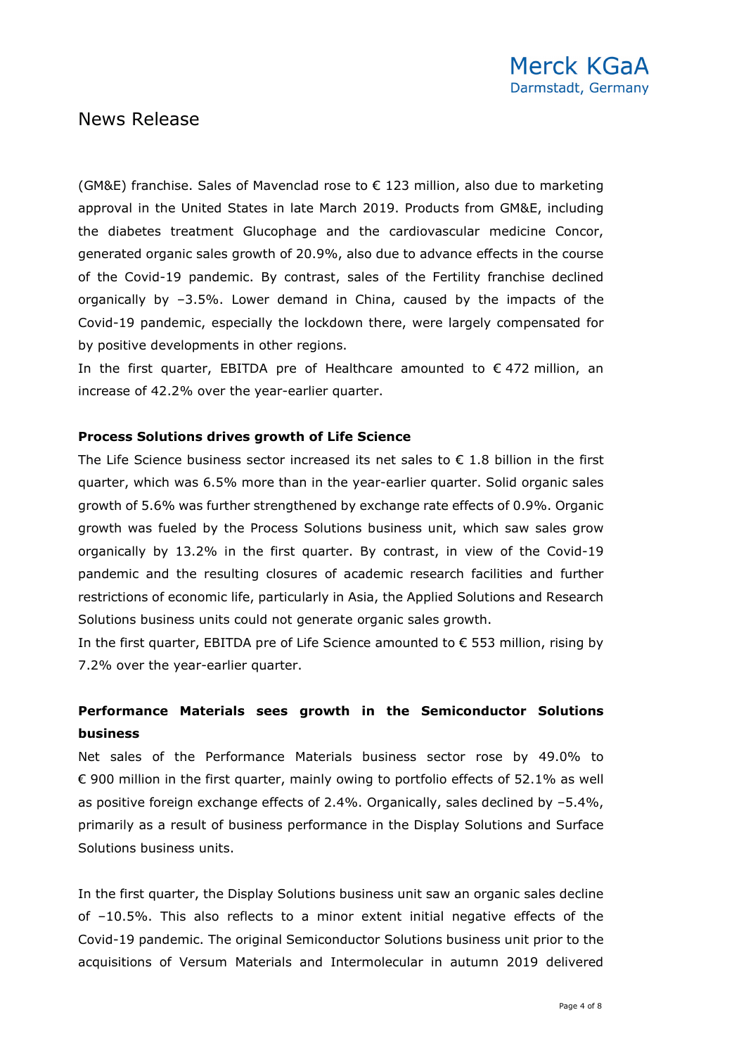(GM&E) franchise. Sales of Mavenclad rose to € 123 million, also due to marketing approval in the United States in late March 2019. Products from GM&E, including the diabetes treatment Glucophage and the cardiovascular medicine Concor, generated organic sales growth of 20.9%, also due to advance effects in the course of the Covid-19 pandemic. By contrast, sales of the Fertility franchise declined organically by –3.5%. Lower demand in China, caused by the impacts of the Covid-19 pandemic, especially the lockdown there, were largely compensated for by positive developments in other regions.

In the first quarter, EBITDA pre of Healthcare amounted to € 472 million, an increase of 42.2% over the year-earlier quarter.

**Process Solutions drives growth of Life Science**

The Life Science business sector increased its net sales to € 1.8 billion in the first quarter, which was 6.5% more than in the year-earlier quarter. Solid organic sales growth of 5.6% was further strengthened by exchange rate effects of 0.9%. Organic growth was fueled by the Process Solutions business unit, which saw sales grow organically by 13.2% in the first quarter. By contrast, in view of the Covid-19 pandemic and the resulting closures of academic research facilities and further restrictions of economic life, particularly in Asia, the Applied Solutions and Research Solutions business units could not generate organic sales growth.

In the first quarter, EBITDA pre of Life Science amounted to € 553 million, rising by 7.2% over the year-earlier quarter.

**Performance Materials sees growth in the Semiconductor Solutions business**

Net sales of the Performance Materials business sector rose by 49.0% to € 900 million in the first quarter, mainly owing to portfolio effects of 52.1% as well as positive foreign exchange effects of 2.4%. Organically, sales declined by –5.4%, primarily as a result of business performance in the Display Solutions and Surface Solutions business units.

In the first quarter, the Display Solutions business unit saw an organic sales decline of –10.5%. This also reflects to a minor extent initial negative effects of the Covid-19 pandemic. The original Semiconductor Solutions business unit prior to the acquisitions of Versum Materials and Intermolecular in autumn 2019 delivered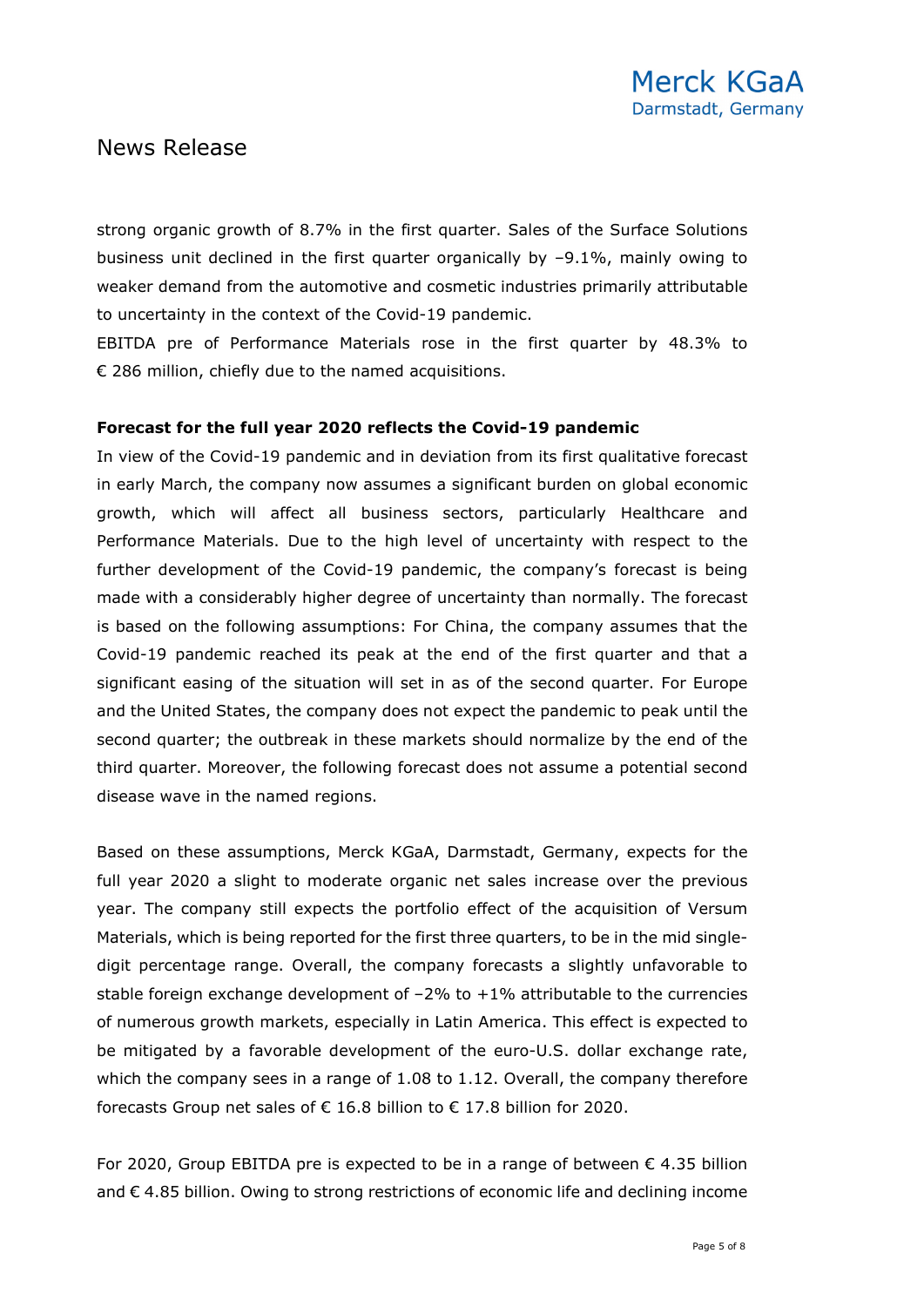strong organic growth of 8.7% in the first quarter. Sales of the Surface Solutions business unit declined in the first quarter organically by –9.1%, mainly owing to weaker demand from the automotive and cosmetic industries primarily attributable to uncertainty in the context of the Covid-19 pandemic.

EBITDA pre of Performance Materials rose in the first quarter by 48.3% to € 286 million, chiefly due to the named acquisitions.

**Forecast for the full year 2020 reflects the Covid-19 pandemic**

In view of the Covid-19 pandemic and in deviation from its first qualitative forecast in early March, the company now assumes a significant burden on global economic growth, which will affect all business sectors, particularly Healthcare and Performance Materials. Due to the high level of uncertainty with respect to the further development of the Covid-19 pandemic, the company's forecast is being made with a considerably higher degree of uncertainty than normally. The forecast is based on the following assumptions: For China, the company assumes that the Covid-19 pandemic reached its peak at the end of the first quarter and that a significant easing of the situation will set in as of the second quarter. For Europe and the United States, the company does not expect the pandemic to peak until the second quarter; the outbreak in these markets should normalize by the end of the third quarter. Moreover, the following forecast does not assume a potential second disease wave in the named regions.

Based on these assumptions, Merck KGaA, Darmstadt, Germany, expects for the full year 2020 a slight to moderate organic net sales increase over the previous year. The company still expects the portfolio effect of the acquisition of Versum Materials, which is being reported for the first three quarters, to be in the mid single-digit percentage range. Overall, the company forecasts a slightly unfavorable to stable foreign exchange development of –2% to +1% attributable to the currencies of numerous growth markets, especially in Latin America. This effect is expected to be mitigated by a favorable development of the euro-U.S. dollar exchange rate, which the company sees in a range of 1.08 to 1.12. Overall, the company therefore forecasts Group net sales of € 16.8 billion to € 17.8 billion for 2020.

For 2020, Group EBITDA pre is expected to be in a range of between € 4.35 billion and € 4.85 billion. Owing to strong restrictions of economic life and declining income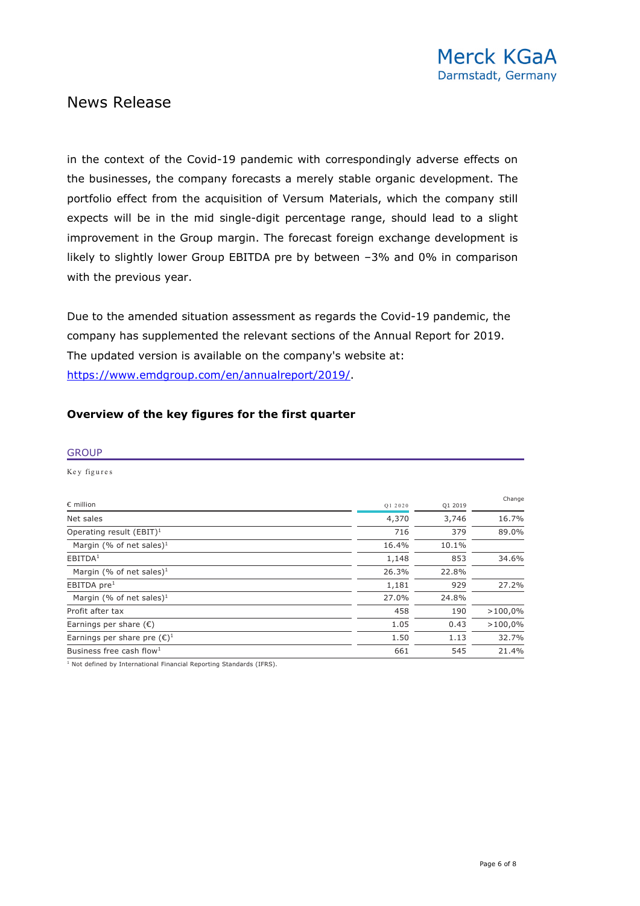in the context of the Covid-19 pandemic with correspondingly adverse effects on the businesses, the company forecasts a merely stable organic development. The portfolio effect from the acquisition of Versum Materials, which the company still expects will be in the mid single-digit percentage range, should lead to a slight improvement in the Group margin. The forecast foreign exchange development is likely to slightly lower Group EBITDA pre by between –3% and 0% in comparison with the previous year.

Due to the amended situation assessment as regards the Covid-19 pandemic, the company has supplemented the relevant sections of the Annual Report for 2019. The updated version is available on the company's website at: https://www.emdgroup.com/en/annualreport/2019/.

**Overview of the key figures for the first quarter**

GROUP

Key figures

| € million | Q1 2020 | Q1 2019 | Change |
|---|---|---|---|
| Net sales | 4,370 | 3,746 | 16.7% |
| Operating result (EBIT)[1] | 716 | 379 | 89.0% |
| Margin (% of net sales)[1] | 16.4% | 10.1% | |
| EBITDA[1] | 1,148 | 853 | 34.6% |
| Margin (% of net sales)[1] | 26.3% | 22.8% | |
| EBITDA pre[1] | 1,181 | 929 | 27.2% |
| Margin (% of net sales)[1] | 27.0% | 24.8% | |
| Profit after tax | 458 | 190 | >100,0% |
| Earnings per share (€) | 1.05 | 0.43 | >100,0% |
| Earnings per share pre (€)[1] | 1.50 | 1.13 | 32.7% |
| Business free cash flow[1] | 661 | 545 | 21.4% |

[1] Not defined by International Financial Reporting Standards (IFRS).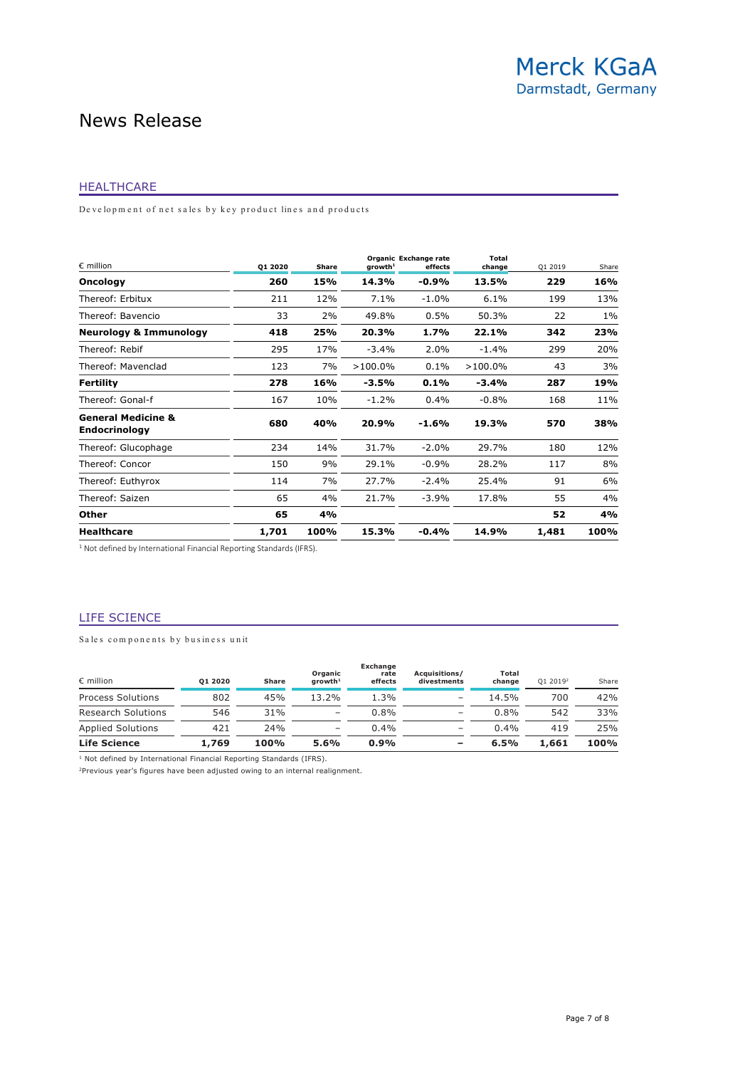# News Release

## HEALTHCARE

Development of net sales by key product lines and products

| € million | Q1 2020 | Share | Organic growth[1] | Exchange rate effects | Total change | Q1 2019 | Share |
|---|---|---|---|---|---|---|---|
| **Oncology** | **260** | **15%** | **14.3%** | **-0.9%** | **13.5%** | **229** | **16%** |
| Thereof: Erbitux | 211 | 12% | 7.1% | -1.0% | 6.1% | 199 | 13% |
| Thereof: Bavencio | 33 | 2% | 49.8% | 0.5% | 50.3% | 22 | 1% |
| **Neurology & Immunology** | **418** | **25%** | **20.3%** | **1.7%** | **22.1%** | **342** | **23%** |
| Thereof: Rebif | 295 | 17% | -3.4% | 2.0% | -1.4% | 299 | 20% |
| Thereof: Mavenclad | 123 | 7% | >100.0% | 0.1% | >100.0% | 43 | 3% |
| **Fertility** | **278** | **16%** | **-3.5%** | **0.1%** | **-3.4%** | **287** | **19%** |
| Thereof: Gonal-f | 167 | 10% | -1.2% | 0.4% | -0.8% | 168 | 11% |
| **General Medicine & Endocrinology** | **680** | **40%** | **20.9%** | **-1.6%** | **19.3%** | **570** | **38%** |
| Thereof: Glucophage | 234 | 14% | 31.7% | -2.0% | 29.7% | 180 | 12% |
| Thereof: Concor | 150 | 9% | 29.1% | -0.9% | 28.2% | 117 | 8% |
| Thereof: Euthyrox | 114 | 7% | 27.7% | -2.4% | 25.4% | 91 | 6% |
| Thereof: Saizen | 65 | 4% | 21.7% | -3.9% | 17.8% | 55 | 4% |
| **Other** | **65** | **4%** | | | | **52** | **4%** |
| **Healthcare** | **1,701** | **100%** | **15.3%** | **-0.4%** | **14.9%** | **1,481** | **100%** |

[1] Not defined by International Financial Reporting Standards (IFRS).

## LIFE SCIENCE

Sales components by business unit

| € million | Q1 2020 | Share | Organic growth[1] | Exchange rate effects | Acquisitions/ divestments | Total change | Q1 2019[2] | Share |
|---|---|---|---|---|---|---|---|---|
| Process Solutions | 802 | 45% | 13.2% | 1.3% | – | 14.5% | 700 | 42% |
| Research Solutions | 546 | 31% | – | 0.8% | – | 0.8% | 542 | 33% |
| Applied Solutions | 421 | 24% | – | 0.4% | – | 0.4% | 419 | 25% |
| **Life Science** | **1,769** | **100%** | **5.6%** | **0.9%** | **–** | **6.5%** | **1,661** | **100%** |

[1] Not defined by International Financial Reporting Standards (IFRS).

[2] Previous year's figures have been adjusted owing to an internal realignment.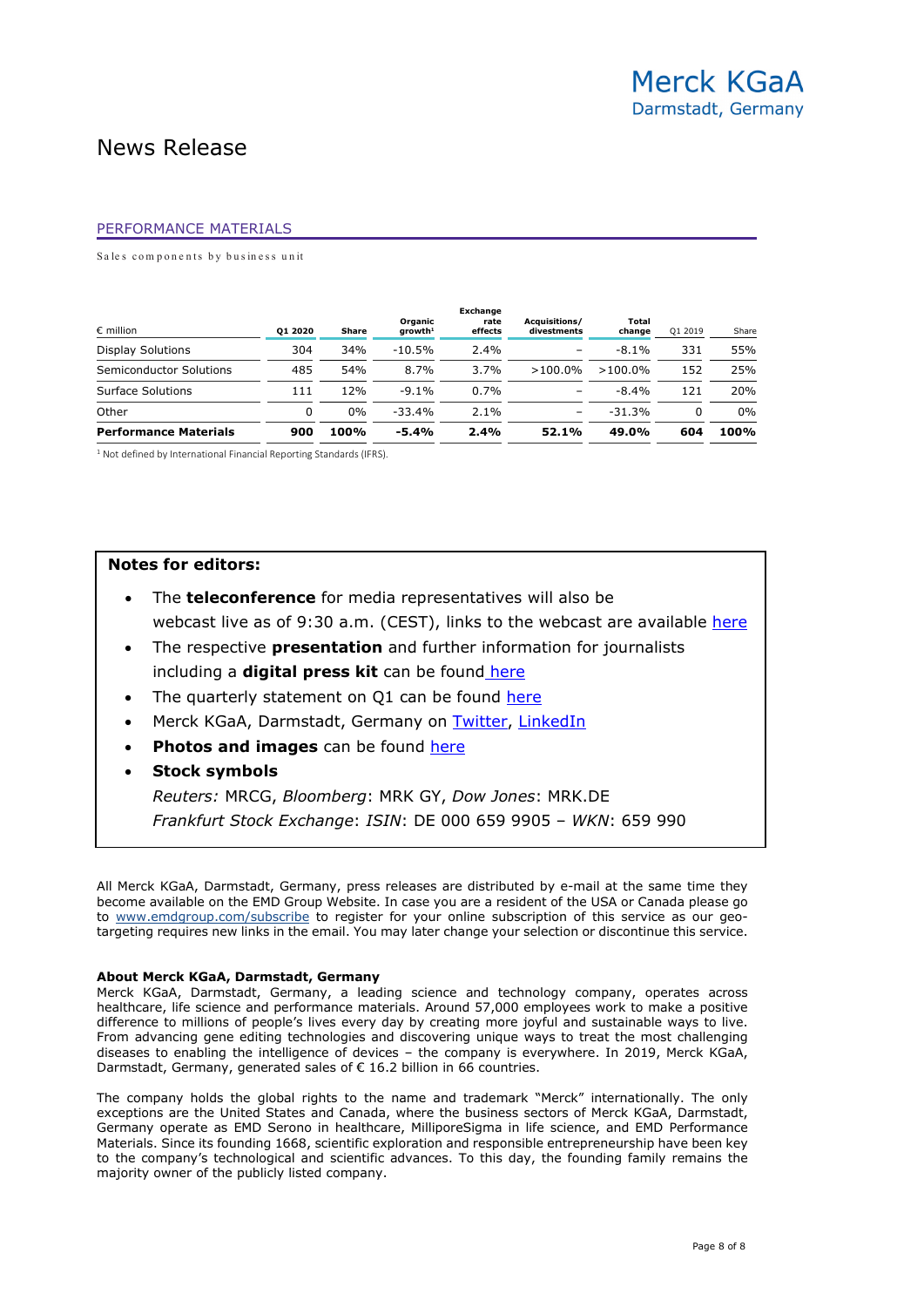# News Release

## PERFORMANCE MATERIALS

Sales components by business unit

| € million | Q1 2020 | Share | Organic growth[1] | Exchange rate effects | Acquisitions/ divestments | Total change | Q1 2019 | Share |
|---|---|---|---|---|---|---|---|---|
| Display Solutions | 304 | 34% | -10.5% | 2.4% | – | -8.1% | 331 | 55% |
| Semiconductor Solutions | 485 | 54% | 8.7% | 3.7% | >100.0% | >100.0% | 152 | 25% |
| Surface Solutions | 111 | 12% | -9.1% | 0.7% | – | -8.4% | 121 | 20% |
| Other | 0 | 0% | -33.4% | 2.1% | – | -31.3% | 0 | 0% |
| **Performance Materials** | **900** | **100%** | **-5.4%** | **2.4%** | **52.1%** | **49.0%** | **604** | **100%** |

[1] Not defined by International Financial Reporting Standards (IFRS).

**Notes for editors:**

- The **teleconference** for media representatives will also be webcast live as of 9:30 a.m. (CEST), links to the webcast are available here
- The respective **presentation** and further information for journalists including a **digital press kit** can be found here
- The quarterly statement on Q1 can be found here
- Merck KGaA, Darmstadt, Germany on Twitter, LinkedIn
- **Photos and images** can be found here
- **Stock symbols**
  *Reuters:* MRCG, *Bloomberg*: MRK GY, *Dow Jones*: MRK.DE
  *Frankfurt Stock Exchange*: *ISIN*: DE 000 659 9905 – *WKN*: 659 990

All Merck KGaA, Darmstadt, Germany, press releases are distributed by e-mail at the same time they become available on the EMD Group Website. In case you are a resident of the USA or Canada please go to www.emdgroup.com/subscribe to register for your online subscription of this service as our geo-targeting requires new links in the email. You may later change your selection or discontinue this service.

**About Merck KGaA, Darmstadt, Germany**

Merck KGaA, Darmstadt, Germany, a leading science and technology company, operates across healthcare, life science and performance materials. Around 57,000 employees work to make a positive difference to millions of people's lives every day by creating more joyful and sustainable ways to live. From advancing gene editing technologies and discovering unique ways to treat the most challenging diseases to enabling the intelligence of devices – the company is everywhere. In 2019, Merck KGaA, Darmstadt, Germany, generated sales of € 16.2 billion in 66 countries.

The company holds the global rights to the name and trademark "Merck" internationally. The only exceptions are the United States and Canada, where the business sectors of Merck KGaA, Darmstadt, Germany operate as EMD Serono in healthcare, MilliporeSigma in life science, and EMD Performance Materials. Since its founding 1668, scientific exploration and responsible entrepreneurship have been key to the company's technological and scientific advances. To this day, the founding family remains the majority owner of the publicly listed company.